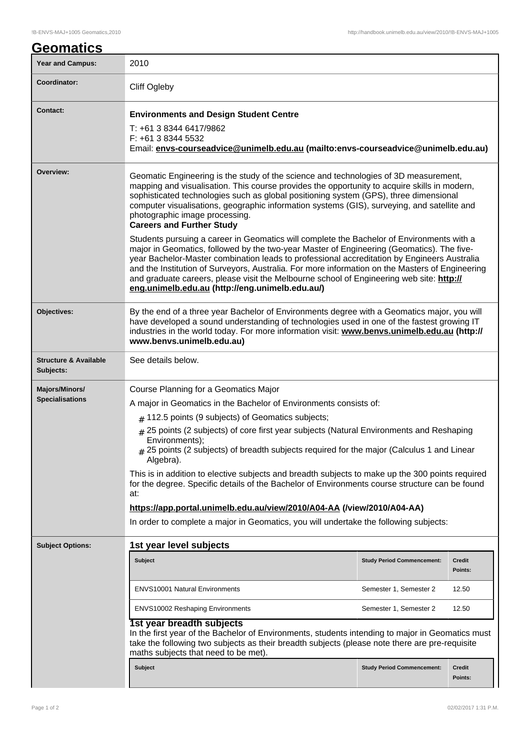# Geomatics

| | |
|---|---|
| **Year and Campus:** | 2010 |
| **Coordinator:** | Cliff Ogleby |
| **Contact:** | **Environments and Design Student Centre**<br>T: +61 3 8344 6417/9862<br>F: +61 3 8344 5532<br>Email: **envs-courseadvice@unimelb.edu.au (mailto:envs-courseadvice@unimelb.edu.au)** |
| **Overview:** | Geomatic Engineering is the study of the science and technologies of 3D measurement, mapping and visualisation. This course provides the opportunity to acquire skills in modern, sophisticated technologies such as global positioning system (GPS), three dimensional computer visualisations, geographic information systems (GIS), surveying, and satellite and photographic image processing.<br>**Careers and Further Study**<br>Students pursuing a career in Geomatics will complete the Bachelor of Environments with a major in Geomatics, followed by the two-year Master of Engineering (Geomatics). The five-year Bachelor-Master combination leads to professional accreditation by Engineers Australia and the Institution of Surveyors, Australia. For more information on the Masters of Engineering and graduate careers, please visit the Melbourne school of Engineering web site: **http://eng.unimelb.edu.au (http://eng.unimelb.edu.au/)** |
| **Objectives:** | By the end of a three year Bachelor of Environments degree with a Geomatics major, you will have developed a sound understanding of technologies used in one of the fastest growing IT industries in the world today. For more information visit: **www.benvs.unimelb.edu.au (http://www.benvs.unimelb.edu.au)** |
| **Structure & Available Subjects:** | See details below. |
| **Majors/Minors/ Specialisations** | Course Planning for a Geomatics Major<br>A major in Geomatics in the Bachelor of Environments consists of:<br># 112.5 points (9 subjects) of Geomatics subjects;<br># 25 points (2 subjects) of core first year subjects (Natural Environments and Reshaping Environments);<br># 25 points (2 subjects) of breadth subjects required for the major (Calculus 1 and Linear Algebra).<br>This is in addition to elective subjects and breadth subjects to make up the 300 points required for the degree. Specific details of the Bachelor of Environments course structure can be found at:<br>**https://app.portal.unimelb.edu.au/view/2010/A04-AA (/view/2010/A04-AA)**<br>In order to complete a major in Geomatics, you will undertake the following subjects: |

**Subject Options:**

### 1st year level subjects

| Subject | Study Period Commencement: | Credit Points: |
|---|---|---|
| ENVS10001 Natural Environments | Semester 1, Semester 2 | 12.50 |
| ENVS10002 Reshaping Environments | Semester 1, Semester 2 | 12.50 |

### 1st year breadth subjects

In the first year of the Bachelor of Environments, students intending to major in Geomatics must take the following two subjects as their breadth subjects (please note there are pre-requisite maths subjects that need to be met).

| Subject | Study Period Commencement: | Credit Points: |
|---|---|---|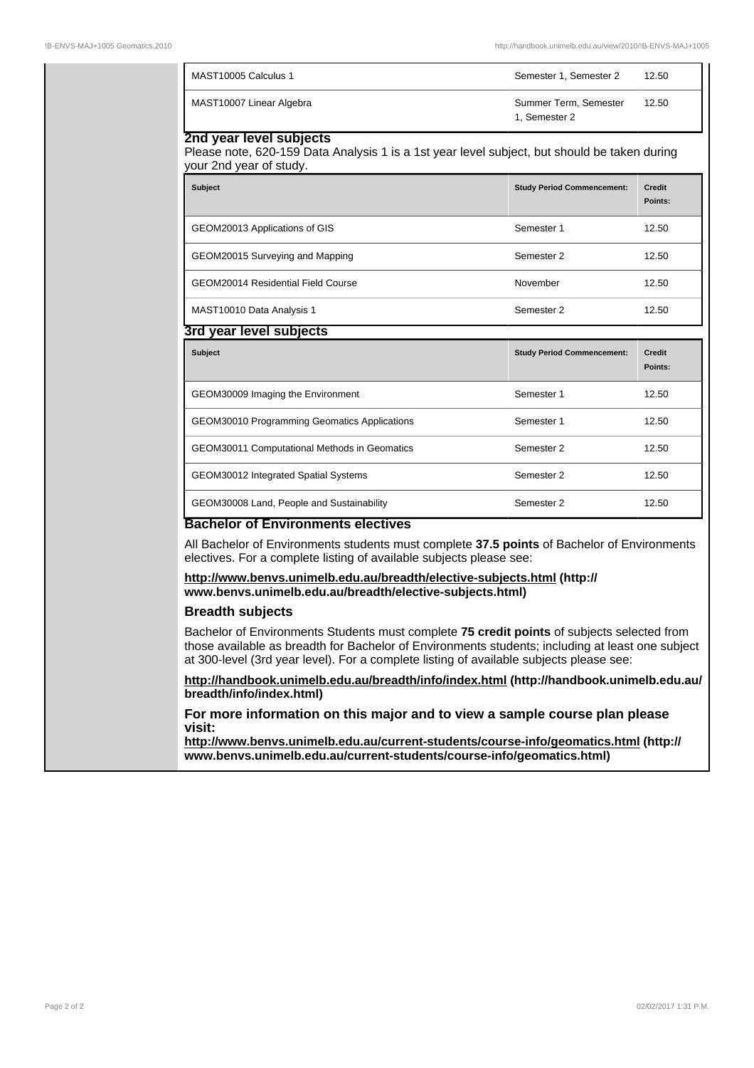| | | |
|---|---|---|
| MAST10005 Calculus 1 | Semester 1, Semester 2 | 12.50 |
| MAST10007 Linear Algebra | Summer Term, Semester 1, Semester 2 | 12.50 |

### 2nd year level subjects

Please note, 620-159 Data Analysis 1 is a 1st year level subject, but should be taken during your 2nd year of study.

| Subject | Study Period Commencement: | Credit Points: |
|---|---|---|
| GEOM20013 Applications of GIS | Semester 1 | 12.50 |
| GEOM20015 Surveying and Mapping | Semester 2 | 12.50 |
| GEOM20014 Residential Field Course | November | 12.50 |
| MAST10010 Data Analysis 1 | Semester 2 | 12.50 |

### 3rd year level subjects

| Subject | Study Period Commencement: | Credit Points: |
|---|---|---|
| GEOM30009 Imaging the Environment | Semester 1 | 12.50 |
| GEOM30010 Programming Geomatics Applications | Semester 1 | 12.50 |
| GEOM30011 Computational Methods in Geomatics | Semester 2 | 12.50 |
| GEOM30012 Integrated Spatial Systems | Semester 2 | 12.50 |
| GEOM30008 Land, People and Sustainability | Semester 2 | 12.50 |

### Bachelor of Environments electives

All Bachelor of Environments students must complete **37.5 points** of Bachelor of Environments electives. For a complete listing of available subjects please see:

**http://www.benvs.unimelb.edu.au/breadth/elective-subjects.html (http://www.benvs.unimelb.edu.au/breadth/elective-subjects.html)**

### Breadth subjects

Bachelor of Environments Students must complete **75 credit points** of subjects selected from those available as breadth for Bachelor of Environments students; including at least one subject at 300-level (3rd year level). For a complete listing of available subjects please see:

**http://handbook.unimelb.edu.au/breadth/info/index.html (http://handbook.unimelb.edu.au/breadth/info/index.html)**

**For more information on this major and to view a sample course plan please visit:**
**http://www.benvs.unimelb.edu.au/current-students/course-info/geomatics.html (http://www.benvs.unimelb.edu.au/current-students/course-info/geomatics.html)**